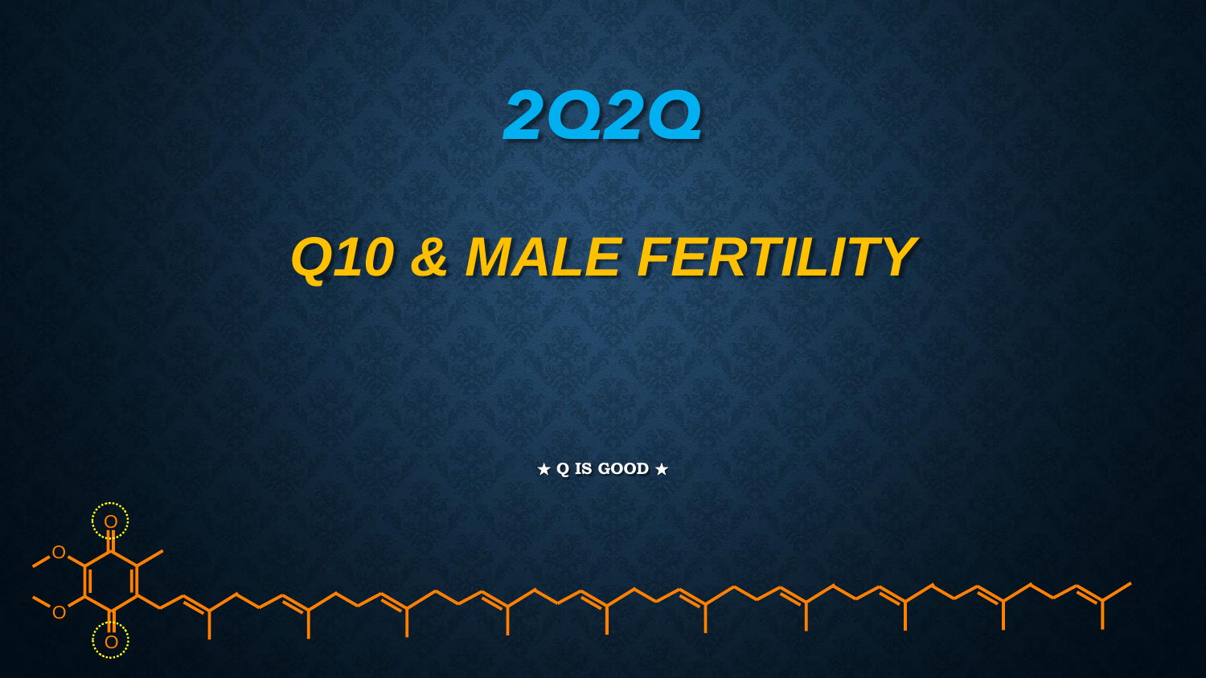# 2Q2Q

# Q10 & MALE FERTILITY

★ Q IS GOOD ★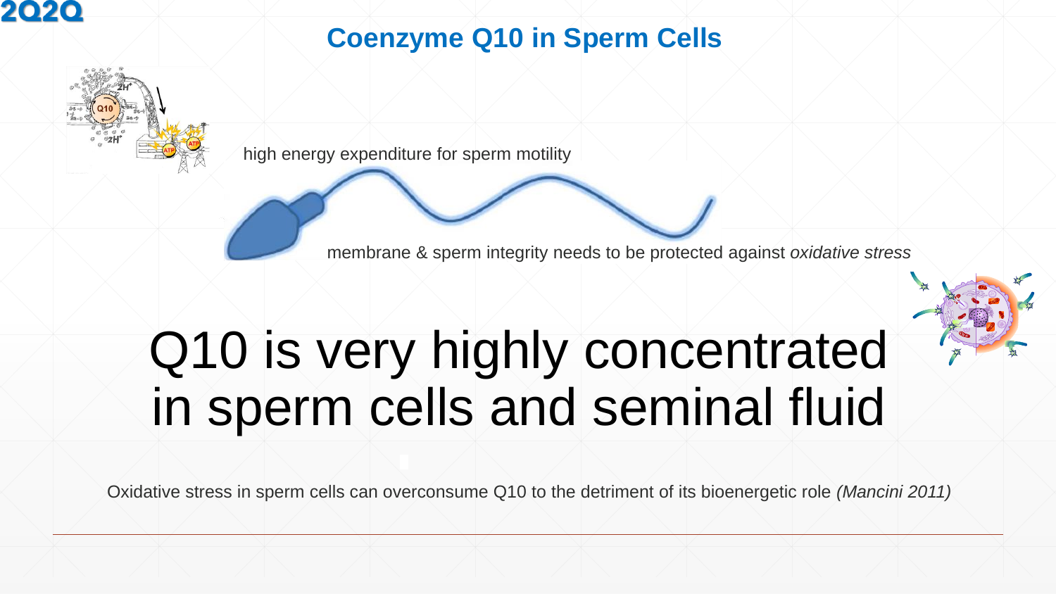# Coenzyme Q10 in Sperm Cells

high energy expenditure for sperm motility

membrane & sperm integrity needs to be protected against *oxidative stress*

## Q10 is very highly concentrated in sperm cells and seminal fluid

Oxidative stress in sperm cells can overconsume Q10 to the detriment of its bioenergetic role *(Mancini 2011)*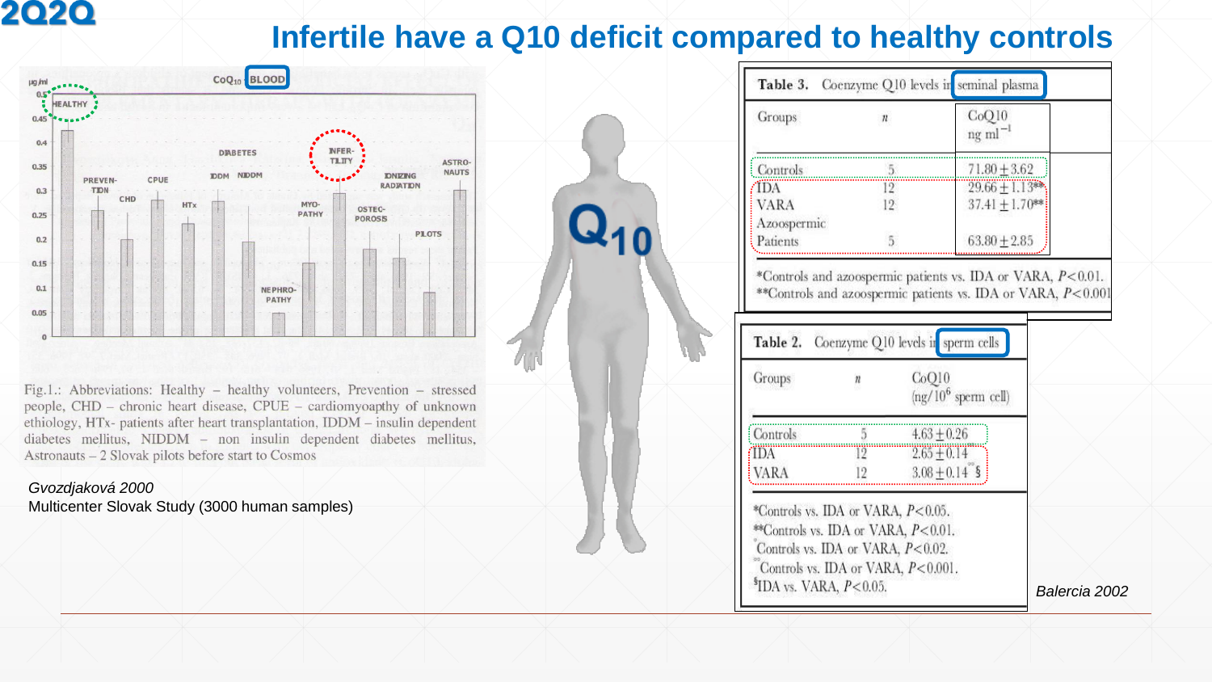# Infertile have a Q10 deficit compared to healthy controls

CoQ10 BLOOD

Fig.1.: Abbreviations: Healthy – healthy volunteers, Prevention – stressed people, CHD – chronic heart disease, CPUE – cardiomyoapthy of unknown ethiology, HTx- patients after heart transplantation, IDDM – insulin dependent diabetes mellitus, NIDDM – non insulin dependent diabetes mellitus, Astronauts – 2 Slovak pilots before start to Cosmos

*Gvozdjaková 2000*
Multicenter Slovak Study (3000 human samples)

**Table 3.** Coenzyme Q10 levels in seminal plasma

| Groups | *n* | CoQ10 ng ml$^{-1}$ |
|---|---|---|
| Controls | 5 | 71.80 ± 3.62 |
| IDA | 12 | 29.66 ± 1.13** |
| VARA | 12 | 37.41 ± 1.70** |
| Azoospermic Patients | 5 | 63.80 ± 2.85 |

*Controls and azoospermic patients vs. IDA or VARA, $P<0.01$.
**Controls and azoospermic patients vs. IDA or VARA, $P<0.001$

**Table 2.** Coenzyme Q10 levels in sperm cells

| Groups | *n* | CoQ10 (ng/10$^6$ sperm cell) |
|---|---|---|
| Controls | 5 | 4.63 ± 0.26 |
| IDA | 12 | 2.65 ± 0.14 |
| VARA | 12 | 3.08 ± 0.14°§ |

*Controls vs. IDA or VARA, $P<0.05$.
**Controls vs. IDA or VARA, $P<0.01$.
°Controls vs. IDA or VARA, $P<0.02$.
°°Controls vs. IDA or VARA, $P<0.001$.
§IDA vs. VARA, $P<0.05$.

*Balercia 2002*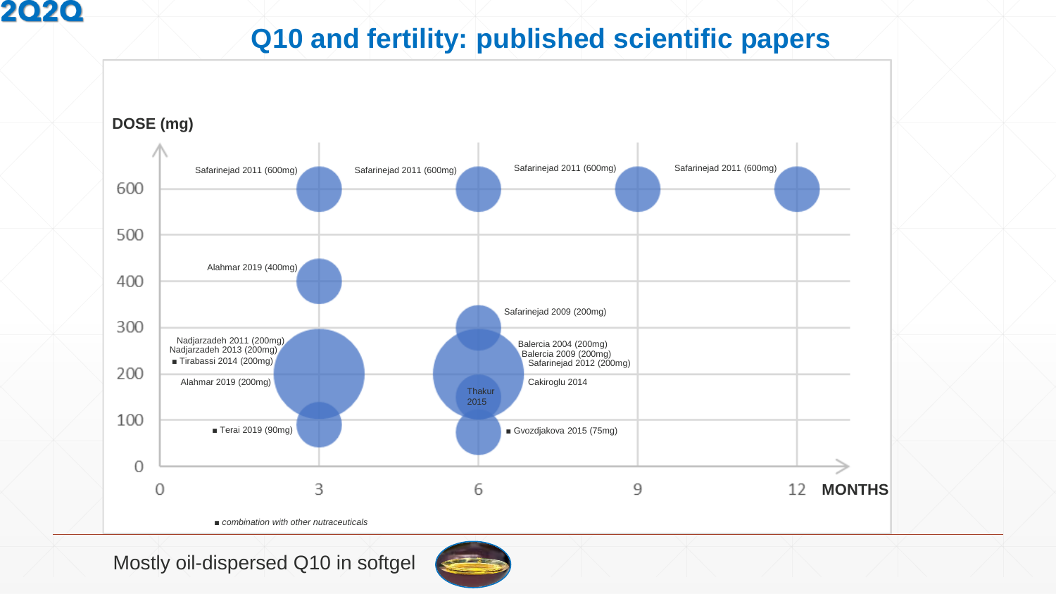# Q10 and fertility: published scientific papers

**DOSE (mg)**

| Dose (mg) | 3 months | 6 months | 9 months | 12 months |
|---|---|---|---|---|
| 600 | Safarinejad 2011 (600mg) | Safarinejad 2011 (600mg) | Safarinejad 2011 (600mg) | Safarinejad 2011 (600mg) |
| 400 | Alahmar 2019 (400mg) | | | |
| 300 | | Safarinejad 2009 (200mg) | | |
| 200 | Nadjarzadeh 2011 (200mg), Nadjarzadeh 2013 (200mg), ■ Tirabassi 2014 (200mg), Alahmar 2019 (200mg) | Balercia 2004 (200mg), Balercia 2009 (200mg), Safarinejad 2012 (200mg), Cakiroglu 2014 | | |
| 150 | | Thakur 2015 | | |
| 100 | ■ Terai 2019 (90mg) | ■ Gvozdjakova 2015 (75mg) | | |

**MONTHS**

■ *combination with other nutraceuticals*

Mostly oil-dispersed Q10 in softgel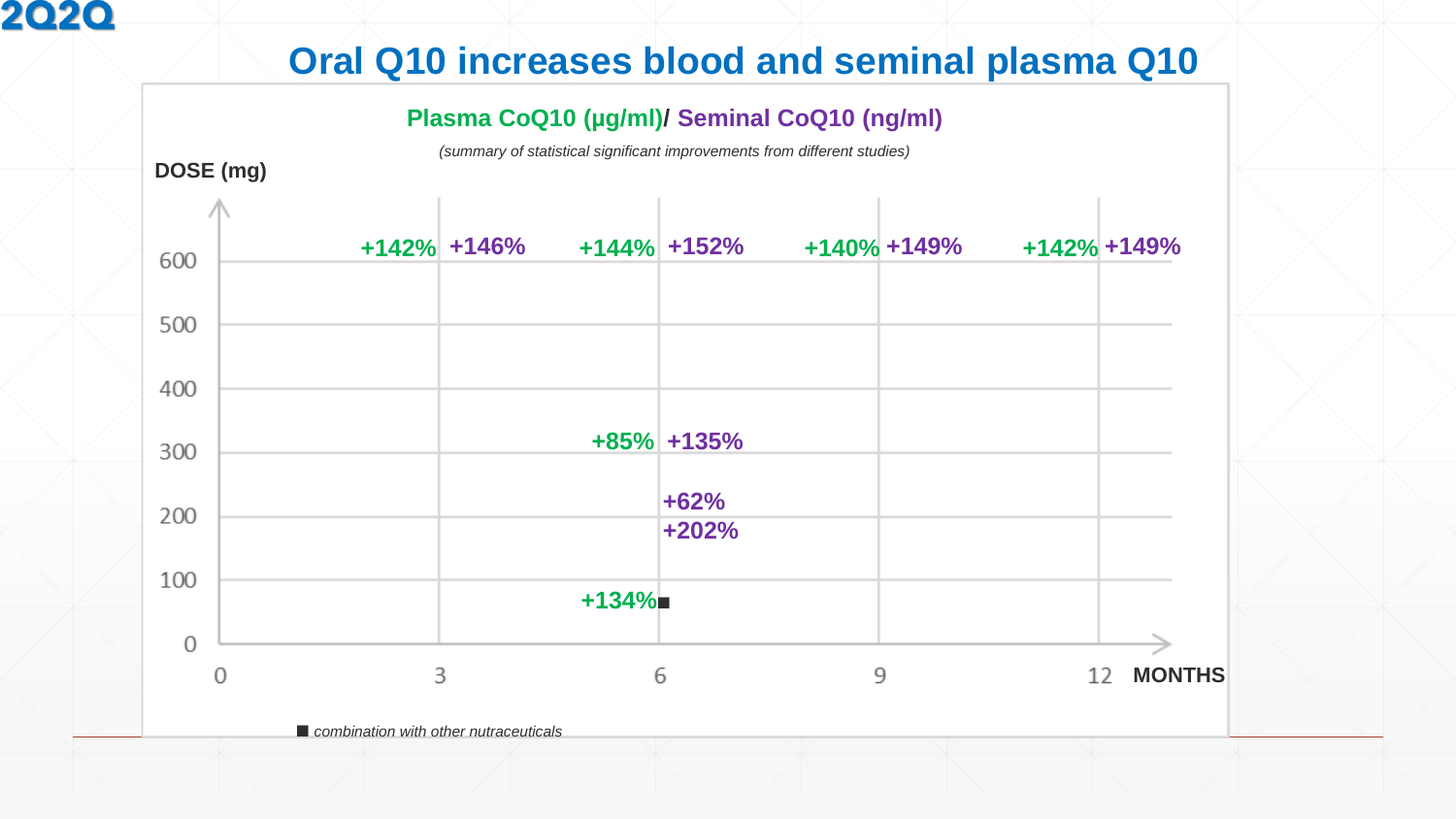# Oral Q10 increases blood and seminal plasma Q10

## Plasma CoQ10 (μg/ml)/ Seminal CoQ10 (ng/ml)

*(summary of statistical significant improvements from different studies)*

| DOSE (mg) | 3 MONTHS | 6 MONTHS | 9 MONTHS | 12 MONTHS |
|---|---|---|---|---|
| 600 | +142% / +146% | +144% / +152% | +140% / +149% | +142% / +149% |
| 300 | | +85% / +135% | | |
| 200 | | +62% / +202% | | |
| 100 | | +134%■ | | |

■ *combination with other nutraceuticals*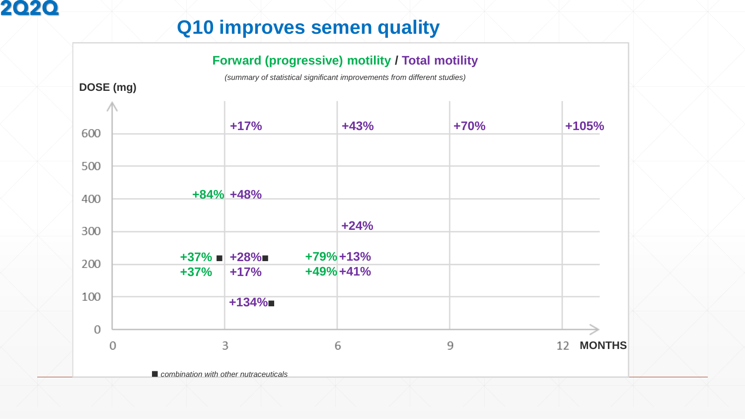# Q10 improves semen quality

## Forward (progressive) motility / Total motility

*(summary of statistical significant improvements from different studies)*

**DOSE (mg)**

| DOSE (mg) | 3 months – Forward (progressive) motility | 3 months – Total motility | 6 months – Forward (progressive) motility | 6 months – Total motility | 9 months – Total motility | 12 months – Total motility |
|---|---|---|---|---|---|---|
| 600 | | +17% | | +43% | +70% | +105% |
| 400 | +84% | +48% | | | | |
| 300 | | | | +24% | | |
| 200 | +37% ■ | +28%■ | +79% | +13% | | |
| 200 | +37% | +17% | +49% | +41% | | |
| 100 | | +134%■ | | | | |

**MONTHS**

■ *combination with other nutraceuticals*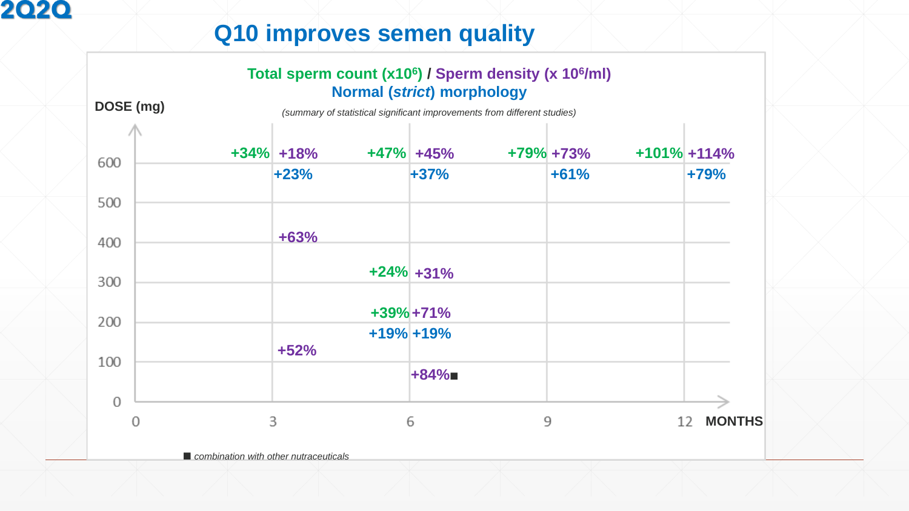# Q10 improves semen quality

**Total sperm count (x$10^6$) / Sperm density (x $10^6$/ml)**
**Normal (*strict*) morphology**

*(summary of statistical significant improvements from different studies)*

| DOSE (mg) | 3 months | 6 months | 9 months | 12 months |
|---|---|---|---|---|
| 600 | +34% / +18% / +23% | +47% / +45% / +37% | +79% / +73% / +61% | +101% / +114% / +79% |
| 400 | +63% | | | |
| 300 | | +24% / +31% | | |
| 200 | | +39% / +71% / +19% / +19% | | |
| 100 | +52% | | | |
| < 100 | | +84% ■ | | |

■ *combination with other nutraceuticals*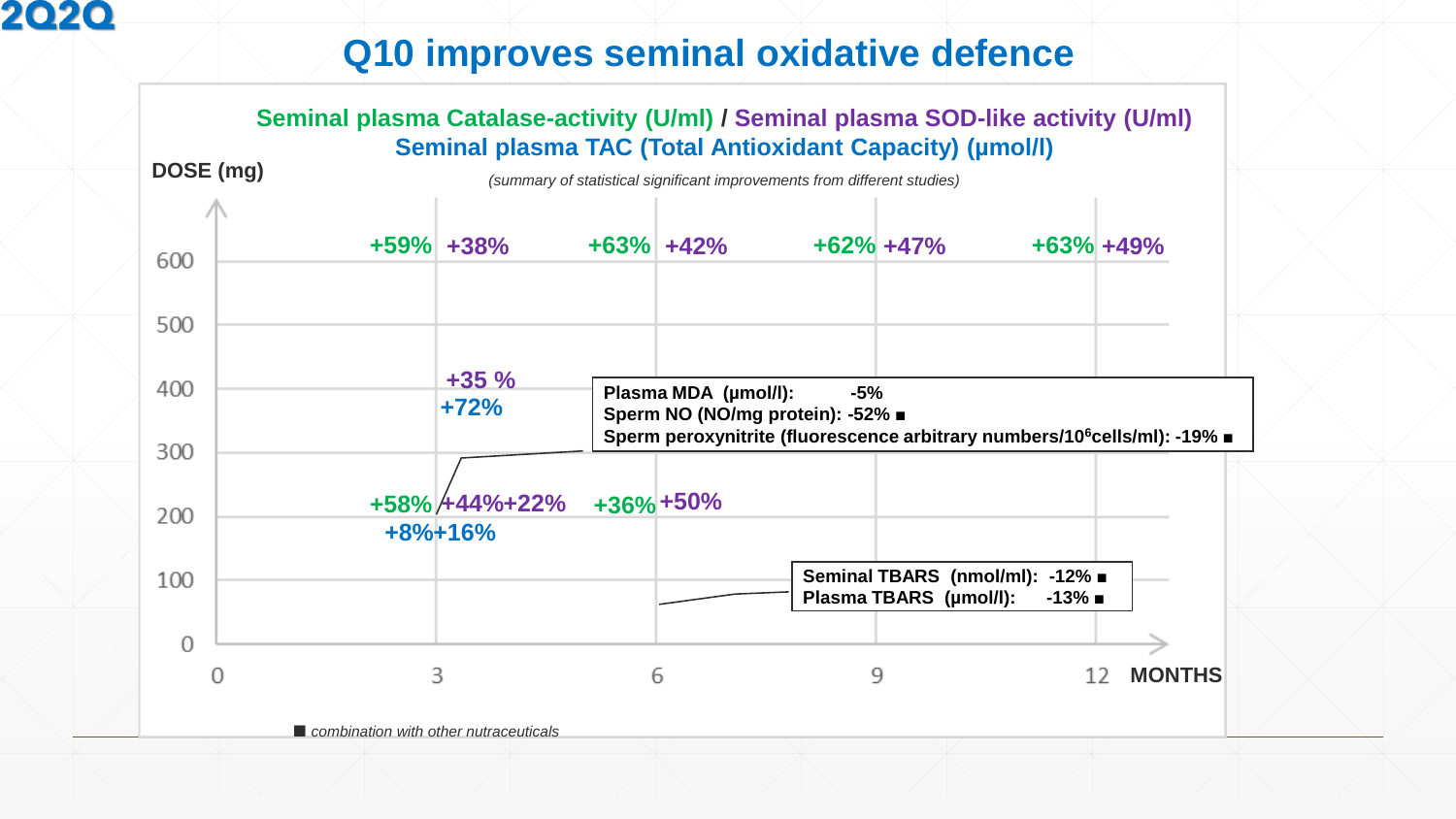# Q10 improves seminal oxidative defence

**Seminal plasma Catalase-activity (U/ml) / Seminal plasma SOD-like activity (U/ml)**
**Seminal plasma TAC (Total Antioxidant Capacity) (µmol/l)**

*(summary of statistical significant improvements from different studies)*

DOSE (mg) vs. MONTHS

| Dose (mg) | 3 months | 6 months | 9 months | 12 months |
|---|---|---|---|---|
| 600 | +59% +38% | +63% +42% | +62% +47% | +63% +49% |
| 400 | +35 % +72% | | | |
| 200 | +58% +44% +22% +8% +16% | +36% +50% | | |

**Plasma MDA (µmol/l): -5%**
**Sperm NO (NO/mg protein): -52% ■**
**Sperm peroxynitrite (fluorescence arbitrary numbers/$10^6$cells/ml): -19% ■**

**Seminal TBARS (nmol/ml): -12% ■**
**Plasma TBARS (µmol/l): -13% ■**

■ *combination with other nutraceuticals*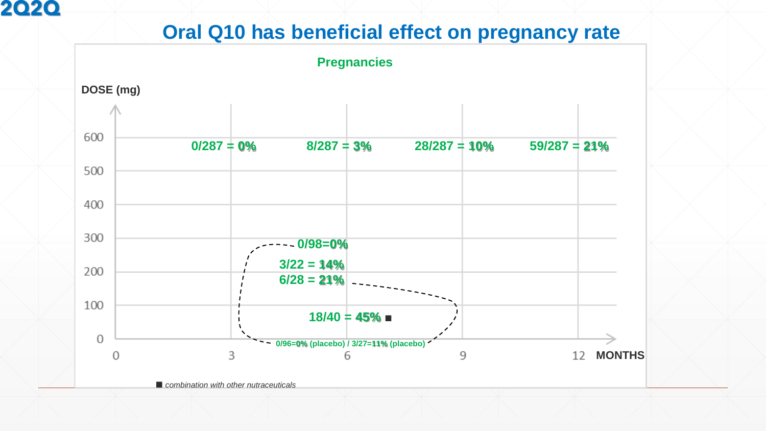# Oral Q10 has beneficial effect on pregnancy rate

**Pregnancies**

DOSE (mg)

| DOSE (mg) | 3 months | 6 months | 9 months | 12 months |
|---|---|---|---|---|
| 600 | 0/287 = **0%** | 8/287 = **3%** | 28/287 = **10%** | 59/287 = **21%** |

Low-dose studies (≤ 300 mg, 3–9 months):

- 0/98=**0%**
- 3/22 = **14%**
- 6/28 = **21%**
- 18/40 = **45%** ■
- 0/96=**0%** (placebo) / 3/27=**11%** (placebo)

MONTHS: 0, 3, 6, 9, 12

■ *combination with other nutraceuticals*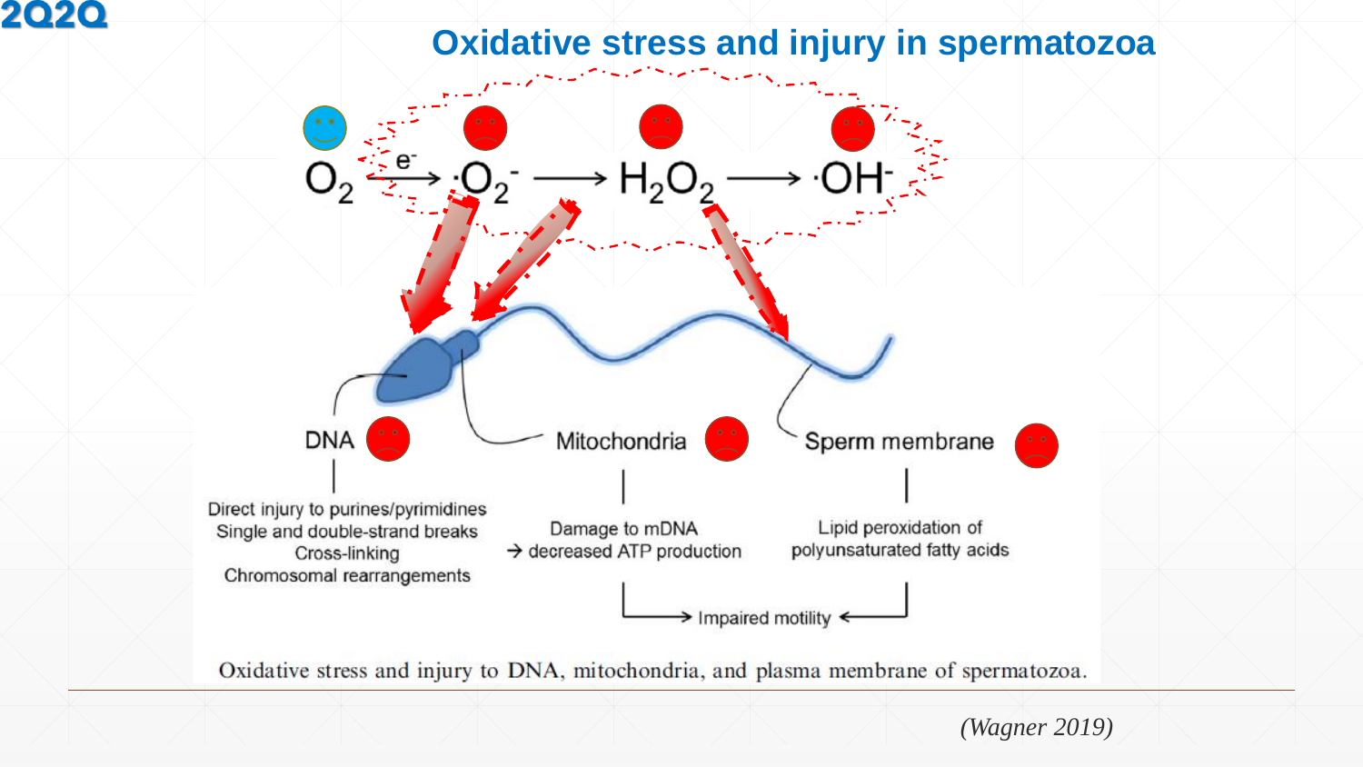# Oxidative stress and injury in spermatozoa

$O_2 \xrightarrow{e^-} \cdot O_2^- \longrightarrow H_2O_2 \longrightarrow \cdot OH^-$

**DNA**
- Direct injury to purines/pyrimidines
- Single and double-strand breaks
- Cross-linking
- Chromosomal rearrangements

**Mitochondria**
- Damage to mDNA → decreased ATP production

**Sperm membrane**
- Lipid peroxidation of polyunsaturated fatty acids

→ Impaired motility ←

Oxidative stress and injury to DNA, mitochondria, and plasma membrane of spermatozoa.

*(Wagner 2019)*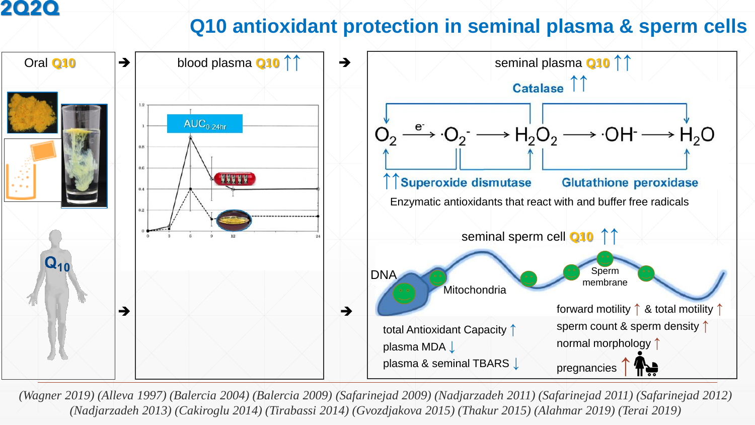# Q10 antioxidant protection in seminal plasma & sperm cells

Oral Q10

$Q_{10}$

blood plasma Q10 ↑↑

$AUC_{0\text{-}24hr}$

1.2
1
0.8
0.6
0.4
0.2
0
0 3 6 9 12 24

seminal plasma Q10 ↑↑

Catalase ↑↑

$O_2 \xrightarrow{e^-} \cdot O_2^- \longrightarrow H_2O_2 \longrightarrow \cdot OH^- \longrightarrow H_2O$

↑↑ Superoxide dismutase

Glutathione peroxidase

Enzymatic antioxidants that react with and buffer free radicals

seminal sperm cell Q10 ↑↑

DNA

Mitochondria

Sperm membrane

forward motility ↑ & total motility ↑

sperm count & sperm density ↑

normal morphology ↑

pregnancies ↑

total Antioxidant Capacity ↑

plasma MDA ↓

plasma & seminal TBARS ↓

*(Wagner 2019) (Alleva 1997) (Balercia 2004) (Balercia 2009) (Safarinejad 2009) (Nadjarzadeh 2011) (Safarinejad 2011) (Safarinejad 2012) (Nadjarzadeh 2013) (Cakiroglu 2014) (Tirabassi 2014) (Gvozdjakova 2015) (Thakur 2015) (Alahmar 2019) (Terai 2019)*